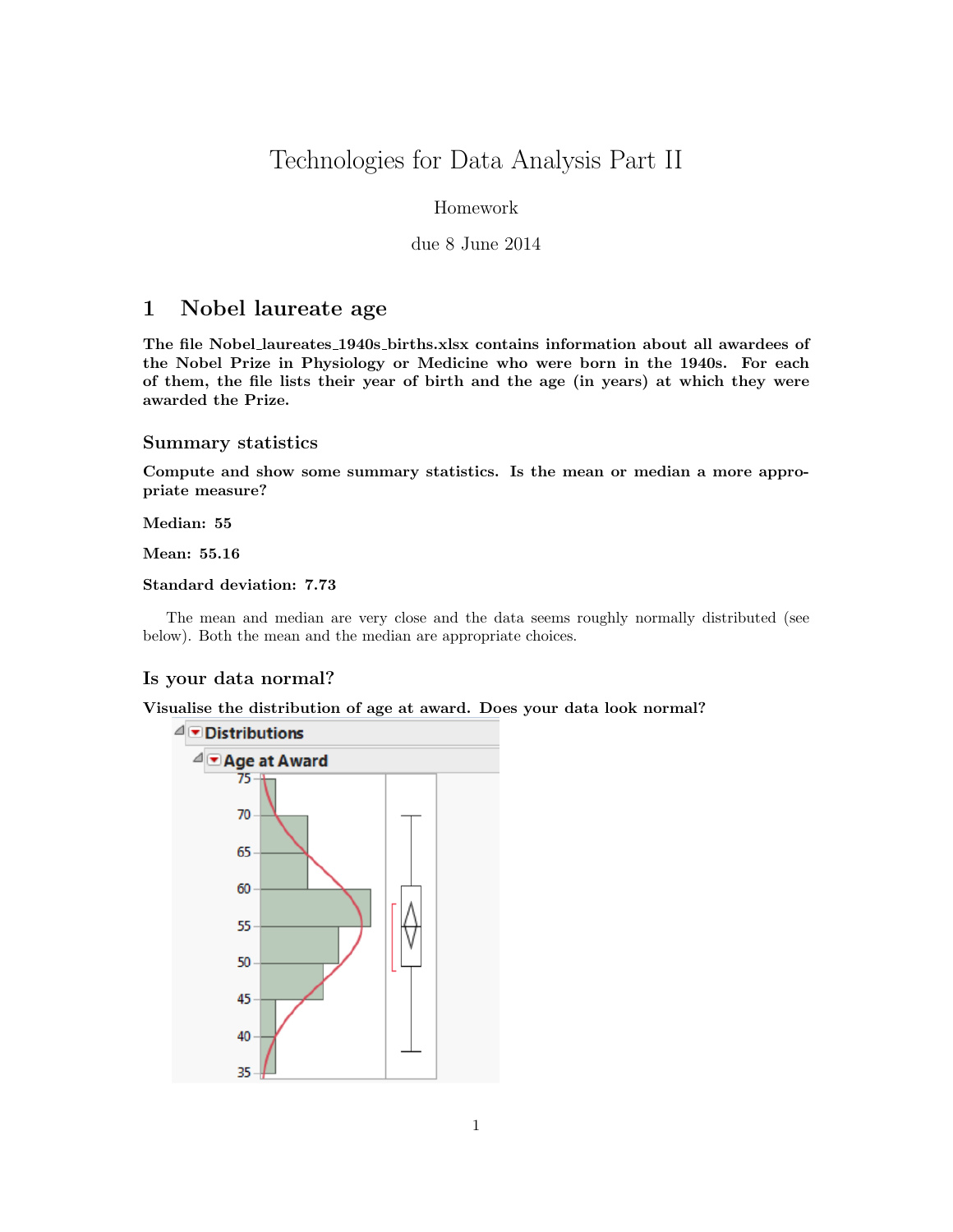# Technologies for Data Analysis Part II

Homework

due 8 June 2014

## 1 Nobel laureate age

**The file Nobel_laureates_1940s_births.xlsx contains information about all awardees of the Nobel Prize in Physiology or Medicine who were born in the 1940s. For each of them, the file lists their year of birth and the age (in years) at which they were awarded the Prize.**

### Summary statistics

**Compute and show some summary statistics. Is the mean or median a more appropriate measure?**

**Median: 55**

**Mean: 55.16**

**Standard deviation: 7.73**

The mean and median are very close and the data seems roughly normally distributed (see below). Both the mean and the median are appropriate choices.

### Is your data normal?

**Visualise the distribution of age at award. Does your data look normal?**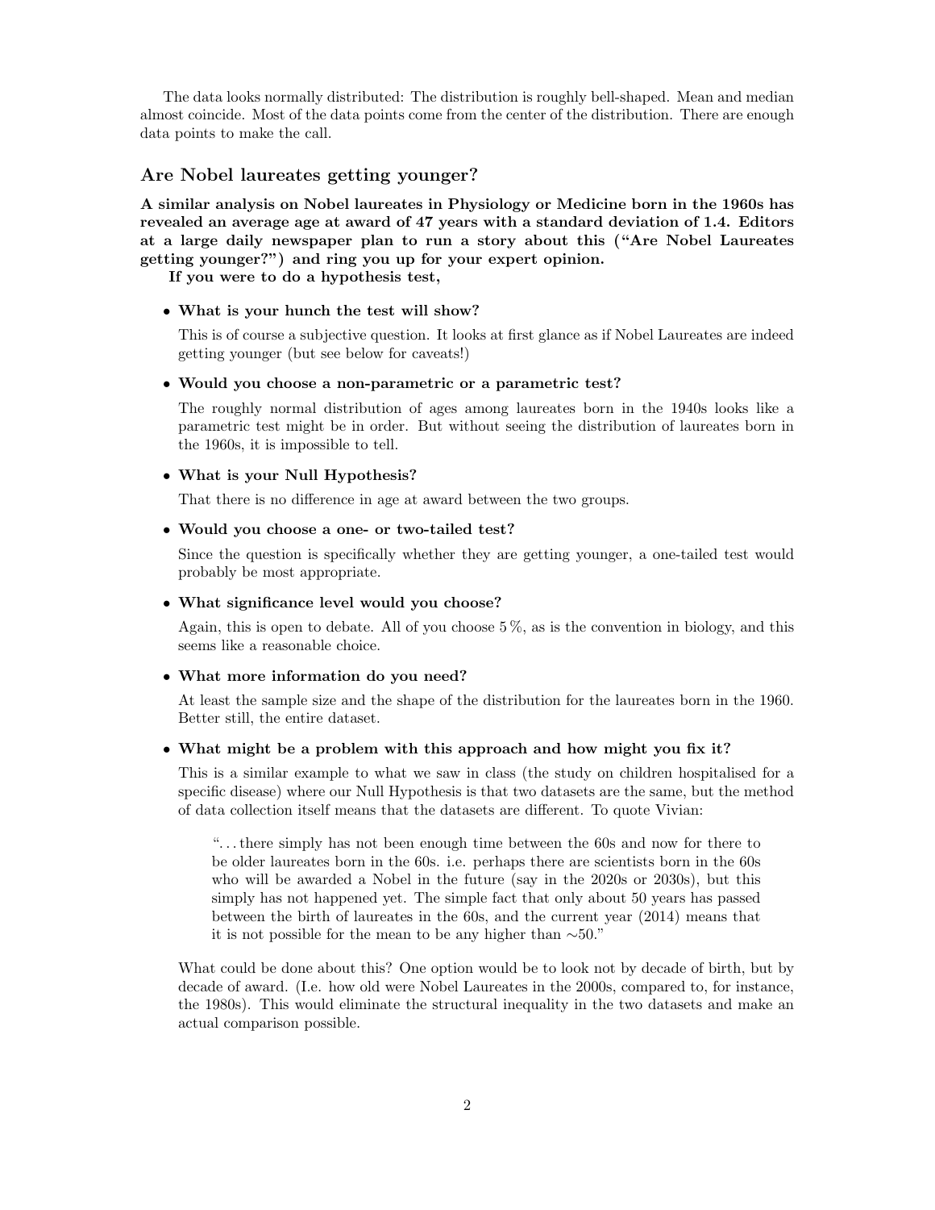The data looks normally distributed: The distribution is roughly bell-shaped. Mean and median almost coincide. Most of the data points come from the center of the distribution. There are enough data points to make the call.

## Are Nobel laureates getting younger?

**A similar analysis on Nobel laureates in Physiology or Medicine born in the 1960s has revealed an average age at award of 47 years with a standard deviation of 1.4. Editors at a large daily newspaper plan to run a story about this ("Are Nobel Laureates getting younger?") and ring you up for your expert opinion.**

**If you were to do a hypothesis test,**

- **What is your hunch the test will show?**

  This is of course a subjective question. It looks at first glance as if Nobel Laureates are indeed getting younger (but see below for caveats!)

- **Would you choose a non-parametric or a parametric test?**

  The roughly normal distribution of ages among laureates born in the 1940s looks like a parametric test might be in order. But without seeing the distribution of laureates born in the 1960s, it is impossible to tell.

- **What is your Null Hypothesis?**

  That there is no difference in age at award between the two groups.

- **Would you choose a one- or two-tailed test?**

  Since the question is specifically whether they are getting younger, a one-tailed test would probably be most appropriate.

- **What significance level would you choose?**

  Again, this is open to debate. All of you choose 5 %, as is the convention in biology, and this seems like a reasonable choice.

- **What more information do you need?**

  At least the sample size and the shape of the distribution for the laureates born in the 1960. Better still, the entire dataset.

- **What might be a problem with this approach and how might you fix it?**

  This is a similar example to what we saw in class (the study on children hospitalised for a specific disease) where our Null Hypothesis is that two datasets are the same, but the method of data collection itself means that the datasets are different. To quote Vivian:

  > "...there simply has not been enough time between the 60s and now for there to be older laureates born in the 60s. i.e. perhaps there are scientists born in the 60s who will be awarded a Nobel in the future (say in the 2020s or 2030s), but this simply has not happened yet. The simple fact that only about 50 years has passed between the birth of laureates in the 60s, and the current year (2014) means that it is not possible for the mean to be any higher than ∼50."

  What could be done about this? One option would be to look not by decade of birth, but by decade of award. (I.e. how old were Nobel Laureates in the 2000s, compared to, for instance, the 1980s). This would eliminate the structural inequality in the two datasets and make an actual comparison possible.